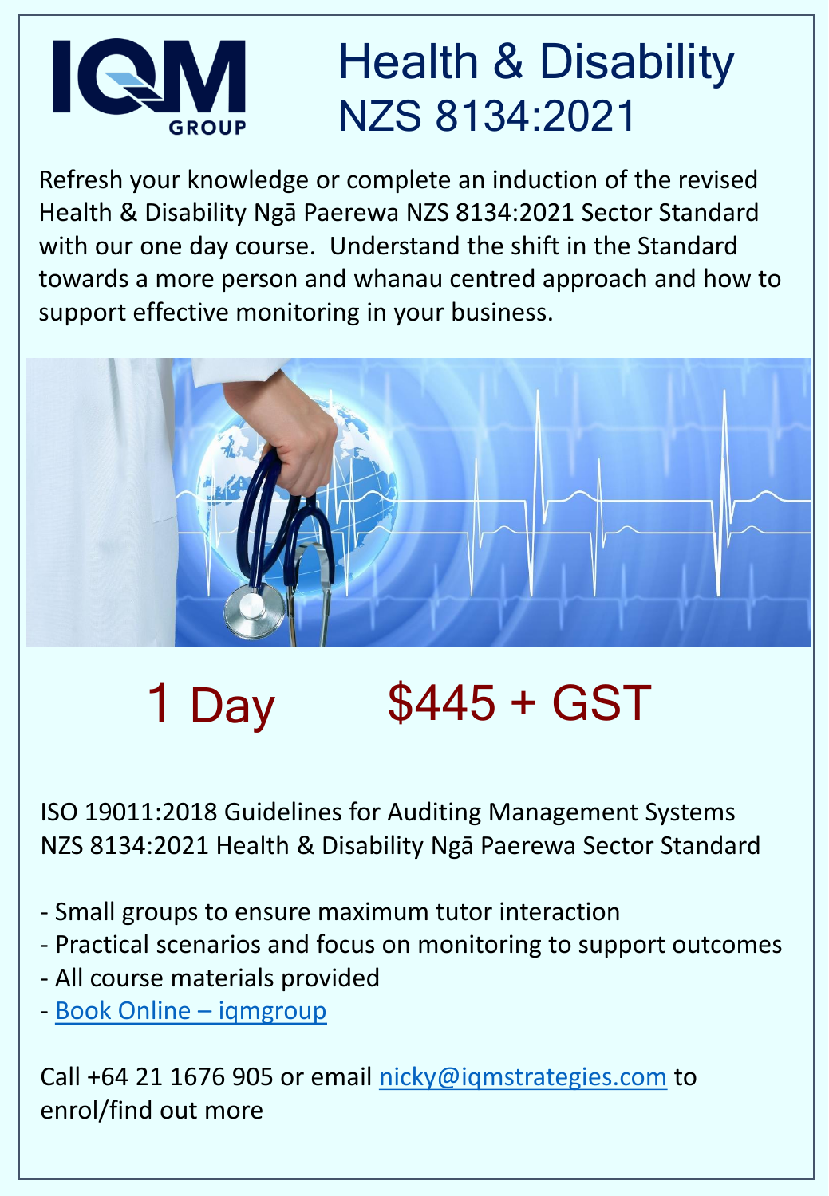IQM GROUP

# Health & Disability NZS 8134:2021

Refresh your knowledge or complete an induction of the revised Health & Disability Ngā Paerewa NZS 8134:2021 Sector Standard with our one day course. Understand the shift in the Standard towards a more person and whanau centred approach and how to support effective monitoring in your business.

## 1 Day $445 + GST

ISO 19011:2018 Guidelines for Auditing Management Systems
NZS 8134:2021 Health & Disability Ngā Paerewa Sector Standard

- Small groups to ensure maximum tutor interaction
- Practical scenarios and focus on monitoring to support outcomes
- All course materials provided
- [Book Online – iqmgroup]()

Call +64 21 1676 905 or email [nicky@iqmstrategies.com](mailto:nicky@iqmstrategies.com) to enrol/find out more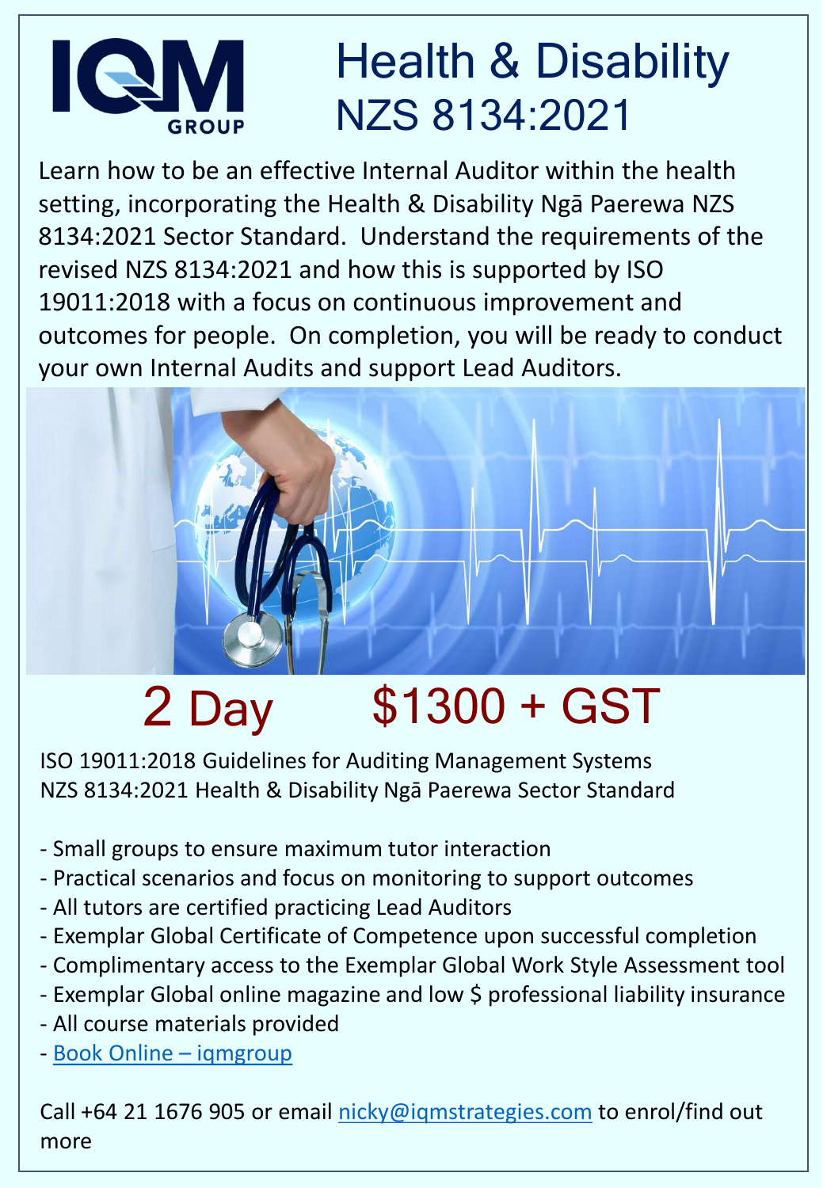# Health & Disability NZS 8134:2021

IQM GROUP

Learn how to be an effective Internal Auditor within the health setting, incorporating the Health & Disability Ngā Paerewa NZS 8134:2021 Sector Standard. Understand the requirements of the revised NZS 8134:2021 and how this is supported by ISO 19011:2018 with a focus on continuous improvement and outcomes for people. On completion, you will be ready to conduct your own Internal Audits and support Lead Auditors.

## 2 Day $1300 + GST

ISO 19011:2018 Guidelines for Auditing Management Systems
NZS 8134:2021 Health & Disability Ngā Paerewa Sector Standard

- Small groups to ensure maximum tutor interaction
- Practical scenarios and focus on monitoring to support outcomes
- All tutors are certified practicing Lead Auditors
- Exemplar Global Certificate of Competence upon successful completion
- Complimentary access to the Exemplar Global Work Style Assessment tool
- Exemplar Global online magazine and low $ professional liability insurance
- All course materials provided
- Book Online – iqmgroup

Call +64 21 1676 905 or email nicky@iqmstrategies.com to enrol/find out more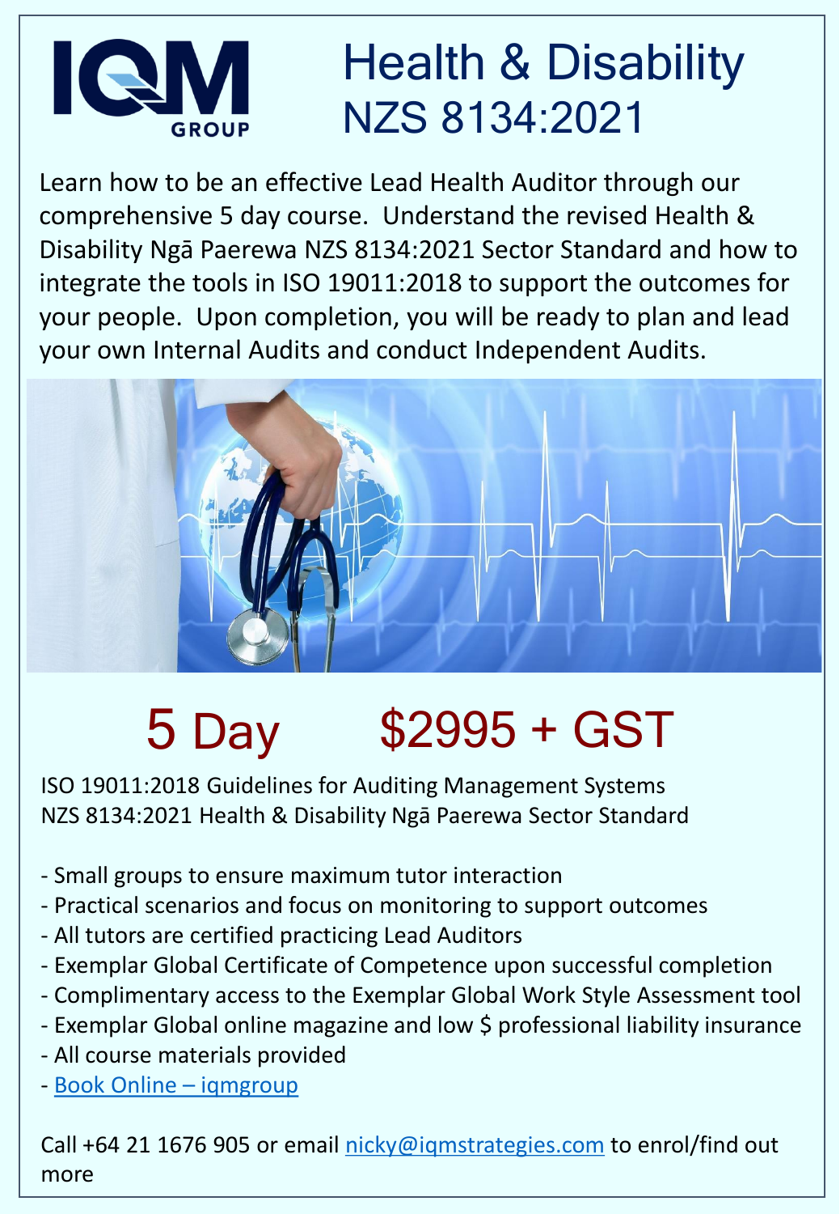IQM GROUP

# Health & Disability NZS 8134:2021

Learn how to be an effective Lead Health Auditor through our comprehensive 5 day course. Understand the revised Health & Disability Ngā Paerewa NZS 8134:2021 Sector Standard and how to integrate the tools in ISO 19011:2018 to support the outcomes for your people. Upon completion, you will be ready to plan and lead your own Internal Audits and conduct Independent Audits.

## 5 Day $2995 + GST

ISO 19011:2018 Guidelines for Auditing Management Systems
NZS 8134:2021 Health & Disability Ngā Paerewa Sector Standard

- Small groups to ensure maximum tutor interaction
- Practical scenarios and focus on monitoring to support outcomes
- All tutors are certified practicing Lead Auditors
- Exemplar Global Certificate of Competence upon successful completion
- Complimentary access to the Exemplar Global Work Style Assessment tool
- Exemplar Global online magazine and low $ professional liability insurance
- All course materials provided
- Book Online – iqmgroup

Call +64 21 1676 905 or email nicky@iqmstrategies.com to enrol/find out more